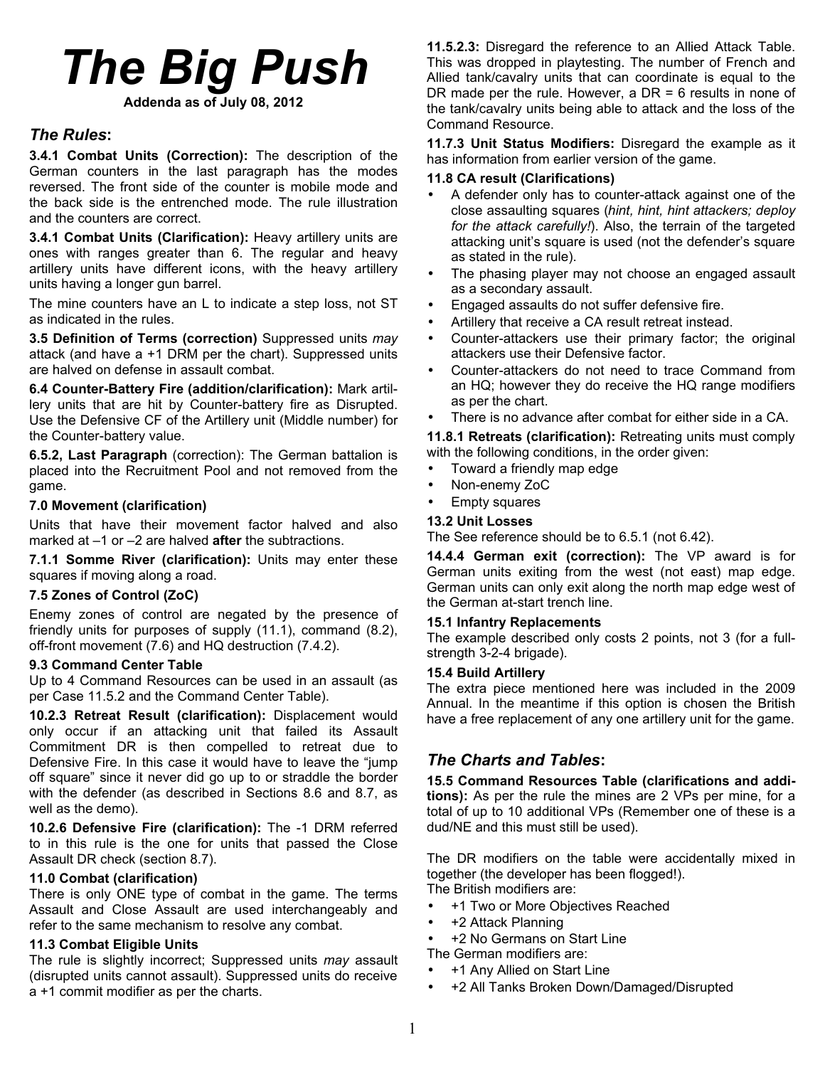# The Big Push

**Addenda as of July 08, 2012**

## *The Rules*:

**3.4.1 Combat Units (Correction):** The description of the German counters in the last paragraph has the modes reversed. The front side of the counter is mobile mode and the back side is the entrenched mode. The rule illustration and the counters are correct.

**3.4.1 Combat Units (Clarification):** Heavy artillery units are ones with ranges greater than 6. The regular and heavy artillery units have different icons, with the heavy artillery units having a longer gun barrel.

The mine counters have an L to indicate a step loss, not ST as indicated in the rules.

**3.5 Definition of Terms (correction)** Suppressed units *may* attack (and have a +1 DRM per the chart). Suppressed units are halved on defense in assault combat.

**6.4 Counter-Battery Fire (addition/clarification):** Mark artillery units that are hit by Counter-battery fire as Disrupted. Use the Defensive CF of the Artillery unit (Middle number) for the Counter-battery value.

**6.5.2, Last Paragraph** (correction): The German battalion is placed into the Recruitment Pool and not removed from the game.

**7.0 Movement (clarification)**

Units that have their movement factor halved and also marked at –1 or –2 are halved **after** the subtractions.

**7.1.1 Somme River (clarification):** Units may enter these squares if moving along a road.

**7.5 Zones of Control (ZoC)**

Enemy zones of control are negated by the presence of friendly units for purposes of supply (11.1), command (8.2), off-front movement (7.6) and HQ destruction (7.4.2).

**9.3 Command Center Table**

Up to 4 Command Resources can be used in an assault (as per Case 11.5.2 and the Command Center Table).

**10.2.3 Retreat Result (clarification):** Displacement would only occur if an attacking unit that failed its Assault Commitment DR is then compelled to retreat due to Defensive Fire. In this case it would have to leave the "jump off square" since it never did go up to or straddle the border with the defender (as described in Sections 8.6 and 8.7, as well as the demo).

**10.2.6 Defensive Fire (clarification):** The -1 DRM referred to in this rule is the one for units that passed the Close Assault DR check (section 8.7).

**11.0 Combat (clarification)**

There is only ONE type of combat in the game. The terms Assault and Close Assault are used interchangeably and refer to the same mechanism to resolve any combat.

**11.3 Combat Eligible Units**

The rule is slightly incorrect; Suppressed units *may* assault (disrupted units cannot assault). Suppressed units do receive a +1 commit modifier as per the charts.

**11.5.2.3:** Disregard the reference to an Allied Attack Table. This was dropped in playtesting. The number of French and Allied tank/cavalry units that can coordinate is equal to the DR made per the rule. However, a DR = 6 results in none of the tank/cavalry units being able to attack and the loss of the Command Resource.

**11.7.3 Unit Status Modifiers:** Disregard the example as it has information from earlier version of the game.

**11.8 CA result (Clarifications)**

- A defender only has to counter-attack against one of the close assaulting squares (*hint, hint, hint attackers; deploy for the attack carefully!*). Also, the terrain of the targeted attacking unit's square is used (not the defender's square as stated in the rule).
- The phasing player may not choose an engaged assault as a secondary assault.
- Engaged assaults do not suffer defensive fire.
- Artillery that receive a CA result retreat instead.
- Counter-attackers use their primary factor; the original attackers use their Defensive factor.
- Counter-attackers do not need to trace Command from an HQ; however they do receive the HQ range modifiers as per the chart.
- There is no advance after combat for either side in a CA.

**11.8.1 Retreats (clarification):** Retreating units must comply with the following conditions, in the order given:

- Toward a friendly map edge
- Non-enemy ZoC
- Empty squares

**13.2 Unit Losses**

The See reference should be to 6.5.1 (not 6.42).

**14.4.4 German exit (correction):** The VP award is for German units exiting from the west (not east) map edge. German units can only exit along the north map edge west of the German at-start trench line.

**15.1 Infantry Replacements**

The example described only costs 2 points, not 3 (for a full-strength 3-2-4 brigade).

**15.4 Build Artillery**

The extra piece mentioned here was included in the 2009 Annual. In the meantime if this option is chosen the British have a free replacement of any one artillery unit for the game.

## *The Charts and Tables*:

**15.5 Command Resources Table (clarifications and additions):** As per the rule the mines are 2 VPs per mine, for a total of up to 10 additional VPs (Remember one of these is a dud/NE and this must still be used).

The DR modifiers on the table were accidentally mixed in together (the developer has been flogged!).

The British modifiers are:

- +1 Two or More Objectives Reached
- +2 Attack Planning
- +2 No Germans on Start Line

The German modifiers are:

- +1 Any Allied on Start Line
- +2 All Tanks Broken Down/Damaged/Disrupted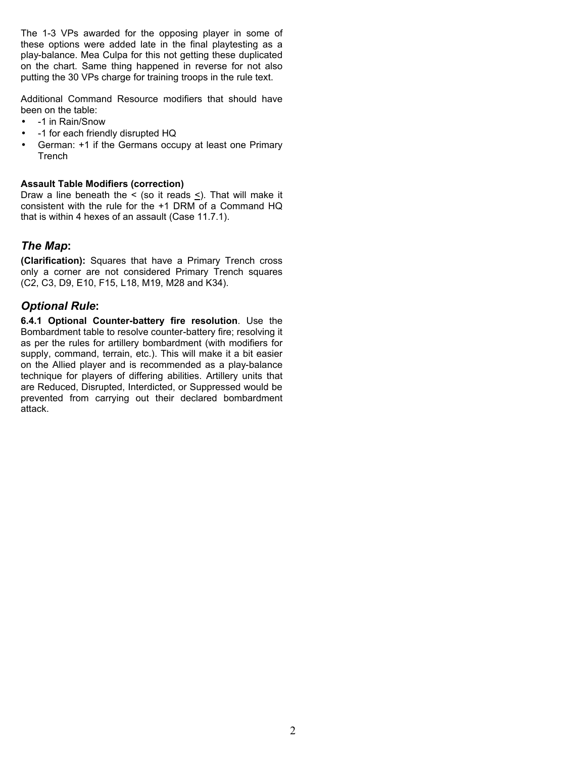The 1-3 VPs awarded for the opposing player in some of these options were added late in the final playtesting as a play-balance. Mea Culpa for this not getting these duplicated on the chart. Same thing happened in reverse for not also putting the 30 VPs charge for training troops in the rule text.

Additional Command Resource modifiers that should have been on the table:

- -1 in Rain/Snow
- -1 for each friendly disrupted HQ
- German: +1 if the Germans occupy at least one Primary Trench

**Assault Table Modifiers (correction)**
Draw a line beneath the < (so it reads ≤). That will make it consistent with the rule for the +1 DRM of a Command HQ that is within 4 hexes of an assault (Case 11.7.1).

## *The Map*:

**(Clarification):** Squares that have a Primary Trench cross only a corner are not considered Primary Trench squares (C2, C3, D9, E10, F15, L18, M19, M28 and K34).

## *Optional Rule*:

**6.4.1 Optional Counter-battery fire resolution**. Use the Bombardment table to resolve counter-battery fire; resolving it as per the rules for artillery bombardment (with modifiers for supply, command, terrain, etc.). This will make it a bit easier on the Allied player and is recommended as a play-balance technique for players of differing abilities. Artillery units that are Reduced, Disrupted, Interdicted, or Suppressed would be prevented from carrying out their declared bombardment attack.